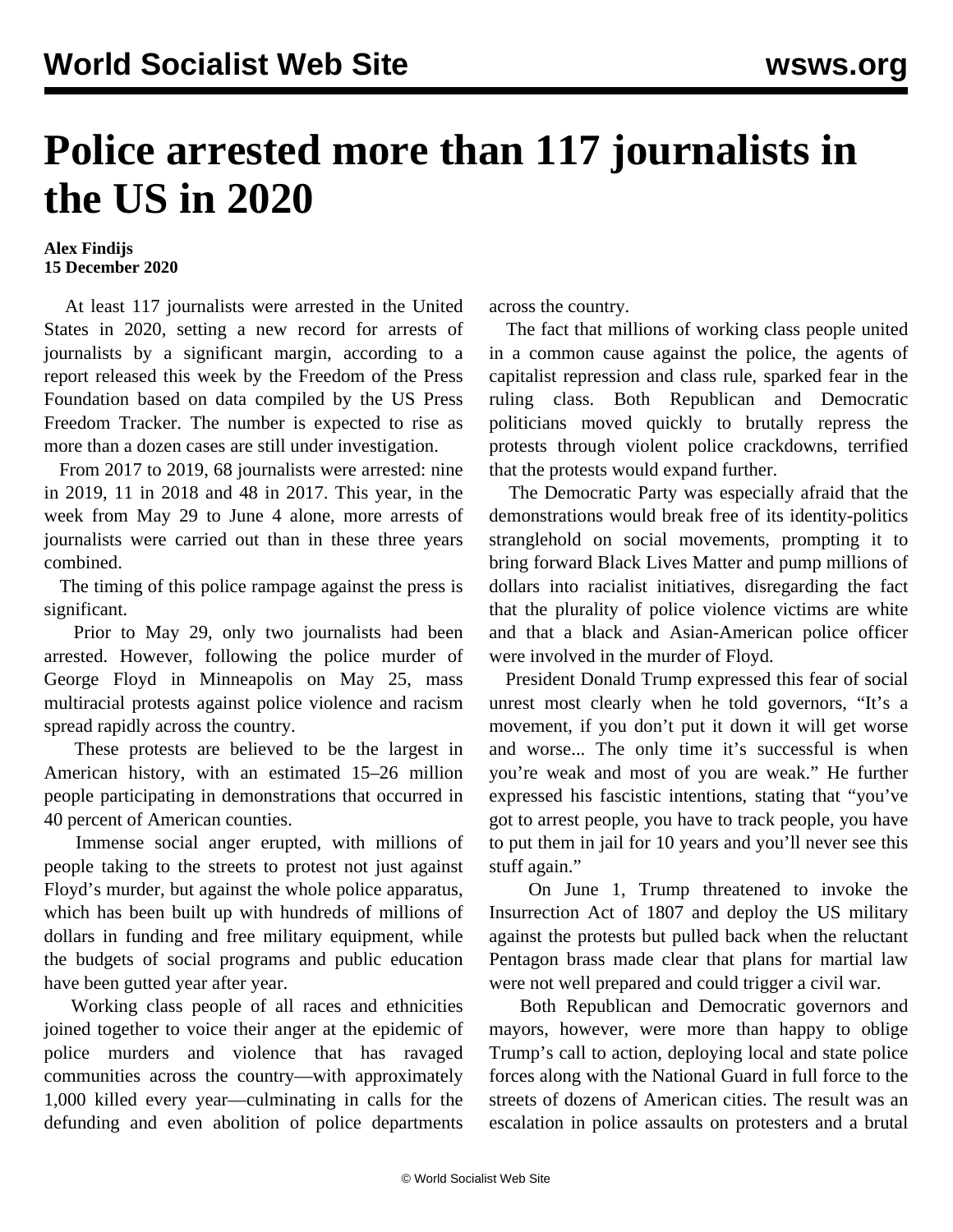# Police arrested more than 117 journalists in the US in 2020

**Alex Findijs**
**15 December 2020**

At least 117 journalists were arrested in the United States in 2020, setting a new record for arrests of journalists by a significant margin, according to a report released this week by the Freedom of the Press Foundation based on data compiled by the US Press Freedom Tracker. The number is expected to rise as more than a dozen cases are still under investigation.

From 2017 to 2019, 68 journalists were arrested: nine in 2019, 11 in 2018 and 48 in 2017. This year, in the week from May 29 to June 4 alone, more arrests of journalists were carried out than in these three years combined.

The timing of this police rampage against the press is significant.

Prior to May 29, only two journalists had been arrested. However, following the police murder of George Floyd in Minneapolis on May 25, mass multiracial protests against police violence and racism spread rapidly across the country.

These protests are believed to be the largest in American history, with an estimated 15–26 million people participating in demonstrations that occurred in 40 percent of American counties.

Immense social anger erupted, with millions of people taking to the streets to protest not just against Floyd's murder, but against the whole police apparatus, which has been built up with hundreds of millions of dollars in funding and free military equipment, while the budgets of social programs and public education have been gutted year after year.

Working class people of all races and ethnicities joined together to voice their anger at the epidemic of police murders and violence that has ravaged communities across the country—with approximately 1,000 killed every year—culminating in calls for the defunding and even abolition of police departments across the country.

The fact that millions of working class people united in a common cause against the police, the agents of capitalist repression and class rule, sparked fear in the ruling class. Both Republican and Democratic politicians moved quickly to brutally repress the protests through violent police crackdowns, terrified that the protests would expand further.

The Democratic Party was especially afraid that the demonstrations would break free of its identity-politics stranglehold on social movements, prompting it to bring forward Black Lives Matter and pump millions of dollars into racialist initiatives, disregarding the fact that the plurality of police violence victims are white and that a black and Asian-American police officer were involved in the murder of Floyd.

President Donald Trump expressed this fear of social unrest most clearly when he told governors, "It's a movement, if you don't put it down it will get worse and worse... The only time it's successful is when you're weak and most of you are weak." He further expressed his fascistic intentions, stating that "you've got to arrest people, you have to track people, you have to put them in jail for 10 years and you'll never see this stuff again."

On June 1, Trump threatened to invoke the Insurrection Act of 1807 and deploy the US military against the protests but pulled back when the reluctant Pentagon brass made clear that plans for martial law were not well prepared and could trigger a civil war.

Both Republican and Democratic governors and mayors, however, were more than happy to oblige Trump's call to action, deploying local and state police forces along with the National Guard in full force to the streets of dozens of American cities. The result was an escalation in police assaults on protesters and a brutal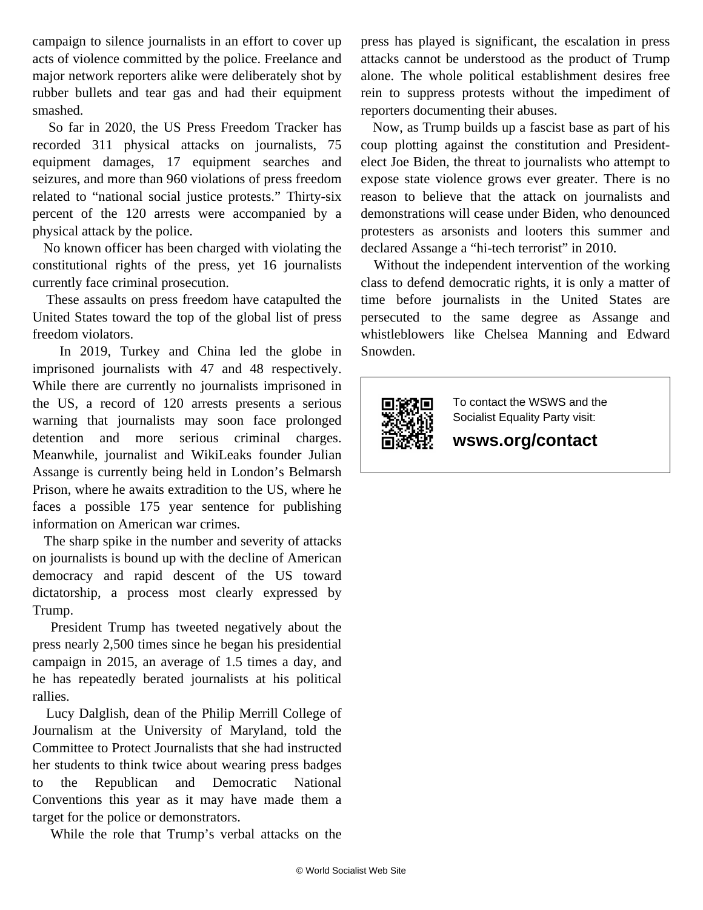campaign to silence journalists in an effort to cover up acts of violence committed by the police. Freelance and major network reporters alike were deliberately shot by rubber bullets and tear gas and had their equipment smashed.

So far in 2020, the US Press Freedom Tracker has recorded 311 physical attacks on journalists, 75 equipment damages, 17 equipment searches and seizures, and more than 960 violations of press freedom related to "national social justice protests." Thirty-six percent of the 120 arrests were accompanied by a physical attack by the police.

No known officer has been charged with violating the constitutional rights of the press, yet 16 journalists currently face criminal prosecution.

These assaults on press freedom have catapulted the United States toward the top of the global list of press freedom violators.

In 2019, Turkey and China led the globe in imprisoned journalists with 47 and 48 respectively. While there are currently no journalists imprisoned in the US, a record of 120 arrests presents a serious warning that journalists may soon face prolonged detention and more serious criminal charges. Meanwhile, journalist and WikiLeaks founder Julian Assange is currently being held in London's Belmarsh Prison, where he awaits extradition to the US, where he faces a possible 175 year sentence for publishing information on American war crimes.

The sharp spike in the number and severity of attacks on journalists is bound up with the decline of American democracy and rapid descent of the US toward dictatorship, a process most clearly expressed by Trump.

President Trump has tweeted negatively about the press nearly 2,500 times since he began his presidential campaign in 2015, an average of 1.5 times a day, and he has repeatedly berated journalists at his political rallies.

Lucy Dalglish, dean of the Philip Merrill College of Journalism at the University of Maryland, told the Committee to Protect Journalists that she had instructed her students to think twice about wearing press badges to the Republican and Democratic National Conventions this year as it may have made them a target for the police or demonstrators.

While the role that Trump's verbal attacks on the press has played is significant, the escalation in press attacks cannot be understood as the product of Trump alone. The whole political establishment desires free rein to suppress protests without the impediment of reporters documenting their abuses.

Now, as Trump builds up a fascist base as part of his coup plotting against the constitution and President-elect Joe Biden, the threat to journalists who attempt to expose state violence grows ever greater. There is no reason to believe that the attack on journalists and demonstrations will cease under Biden, who denounced protesters as arsonists and looters this summer and declared Assange a "hi-tech terrorist" in 2010.

Without the independent intervention of the working class to defend democratic rights, it is only a matter of time before journalists in the United States are persecuted to the same degree as Assange and whistleblowers like Chelsea Manning and Edward Snowden.

To contact the WSWS and the Socialist Equality Party visit:

**wsws.org/contact**